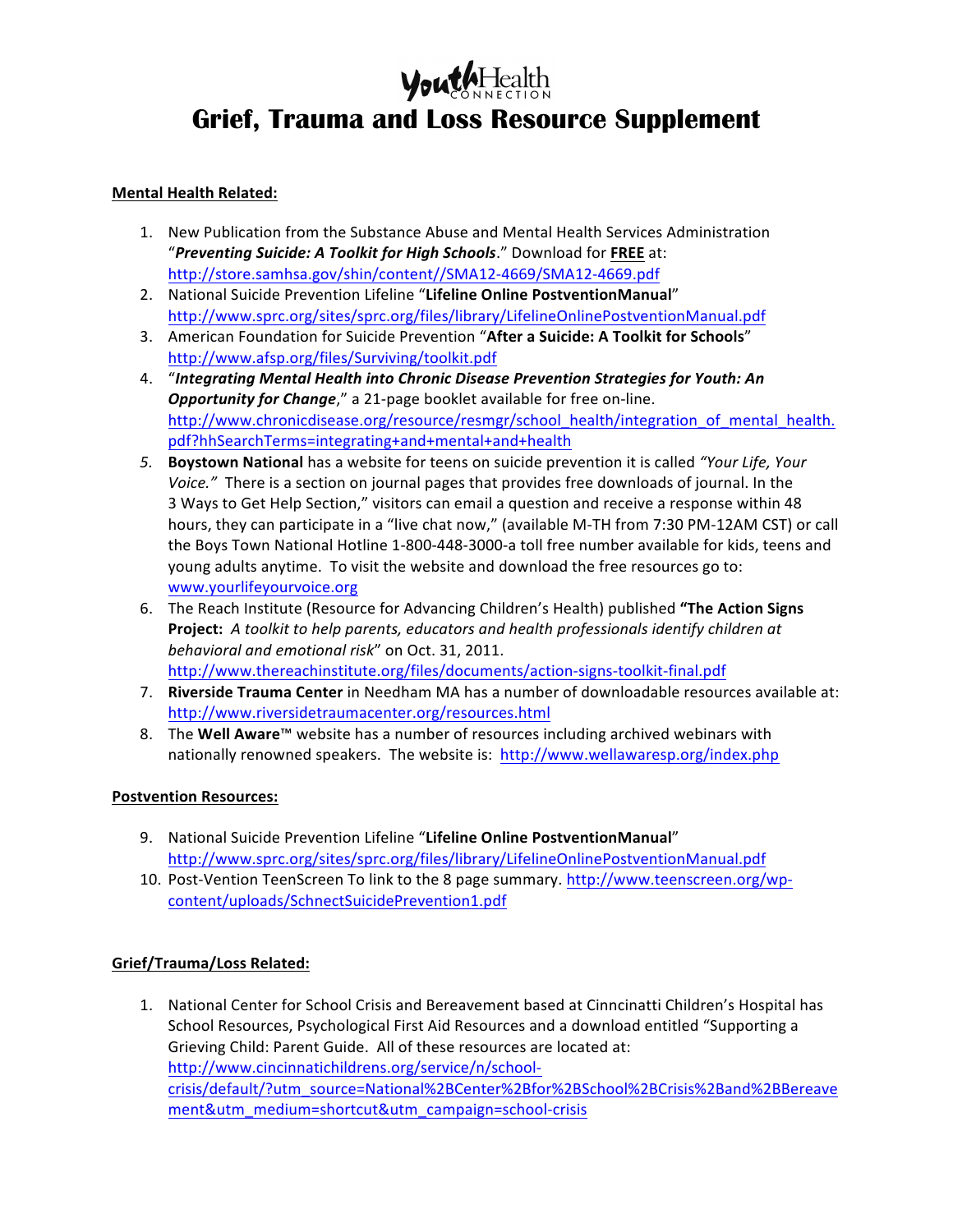# Grief, Trauma and Loss Resource Supplement

**Mental Health Related:**

1. New Publication from the Substance Abuse and Mental Health Services Administration "***Preventing Suicide: A Toolkit for High Schools***." Download for **FREE** at: http://store.samhsa.gov/shin/content//SMA12-4669/SMA12-4669.pdf
2. National Suicide Prevention Lifeline "**Lifeline Online PostventionManual**" http://www.sprc.org/sites/sprc.org/files/library/LifelineOnlinePostventionManual.pdf
3. American Foundation for Suicide Prevention "**After a Suicide: A Toolkit for Schools**" http://www.afsp.org/files/Surviving/toolkit.pdf
4. "***Integrating Mental Health into Chronic Disease Prevention Strategies for Youth: An Opportunity for Change***," a 21-page booklet available for free on-line. http://www.chronicdisease.org/resource/resmgr/school_health/integration_of_mental_health.pdf?hhSearchTerms=integrating+and+mental+and+health
5. **Boystown National** has a website for teens on suicide prevention it is called *"Your Life, Your Voice."* There is a section on journal pages that provides free downloads of journal. In the 3 Ways to Get Help Section," visitors can email a question and receive a response within 48 hours, they can participate in a "live chat now," (available M-TH from 7:30 PM-12AM CST) or call the Boys Town National Hotline 1-800-448-3000-a toll free number available for kids, teens and young adults anytime. To visit the website and download the free resources go to: www.yourlifeyourvoice.org
6. The Reach Institute (Resource for Advancing Children's Health) published **"The Action Signs Project:** *A toolkit to help parents, educators and health professionals identify children at behavioral and emotional risk*" on Oct. 31, 2011. http://www.thereachinstitute.org/files/documents/action-signs-toolkit-final.pdf
7. **Riverside Trauma Center** in Needham MA has a number of downloadable resources available at: http://www.riversidetraumacenter.org/resources.html
8. The **Well Aware**™ website has a number of resources including archived webinars with nationally renowned speakers. The website is: http://www.wellawaresp.org/index.php

**Postvention Resources:**

9. National Suicide Prevention Lifeline "**Lifeline Online PostventionManual**" http://www.sprc.org/sites/sprc.org/files/library/LifelineOnlinePostventionManual.pdf
10. Post-Vention TeenScreen To link to the 8 page summary. http://www.teenscreen.org/wp-content/uploads/SchnectSuicidePrevention1.pdf

**Grief/Trauma/Loss Related:**

1. National Center for School Crisis and Bereavement based at Cinncinatti Children's Hospital has School Resources, Psychological First Aid Resources and a download entitled "Supporting a Grieving Child: Parent Guide. All of these resources are located at: http://www.cincinnatichildrens.org/service/n/school-crisis/default/?utm_source=National%2BCenter%2Bfor%2BSchool%2BCrisis%2Band%2BBereavement&utm_medium=shortcut&utm_campaign=school-crisis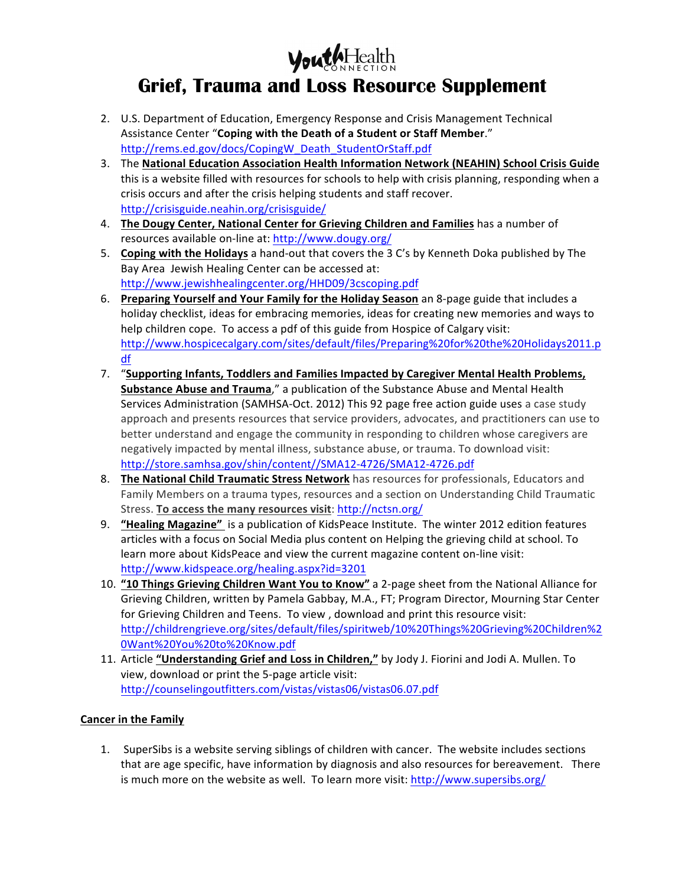# Grief, Trauma and Loss Resource Supplement

2. U.S. Department of Education, Emergency Response and Crisis Management Technical Assistance Center "**Coping with the Death of a Student or Staff Member**." http://rems.ed.gov/docs/CopingW_Death_StudentOrStaff.pdf
3. The **National Education Association Health Information Network (NEAHIN) School Crisis Guide** this is a website filled with resources for schools to help with crisis planning, responding when a crisis occurs and after the crisis helping students and staff recover. http://crisisguide.neahin.org/crisisguide/
4. **The Dougy Center, National Center for Grieving Children and Families** has a number of resources available on-line at: http://www.dougy.org/
5. **Coping with the Holidays** a hand-out that covers the 3 C's by Kenneth Doka published by The Bay Area Jewish Healing Center can be accessed at: http://www.jewishhealingcenter.org/HHD09/3cscoping.pdf
6. **Preparing Yourself and Your Family for the Holiday Season** an 8-page guide that includes a holiday checklist, ideas for embracing memories, ideas for creating new memories and ways to help children cope. To access a pdf of this guide from Hospice of Calgary visit: http://www.hospicecalgary.com/sites/default/files/Preparing%20for%20the%20Holidays2011.pdf
7. "**Supporting Infants, Toddlers and Families Impacted by Caregiver Mental Health Problems, Substance Abuse and Trauma**," a publication of the Substance Abuse and Mental Health Services Administration (SAMHSA-Oct. 2012) This 92 page free action guide uses a case study approach and presents resources that service providers, advocates, and practitioners can use to better understand and engage the community in responding to children whose caregivers are negatively impacted by mental illness, substance abuse, or trauma. To download visit: http://store.samhsa.gov/shin/content//SMA12-4726/SMA12-4726.pdf
8. **The National Child Traumatic Stress Network** has resources for professionals, Educators and Family Members on a trauma types, resources and a section on Understanding Child Traumatic Stress. **To access the many resources visit**: http://nctsn.org/
9. **"Healing Magazine"** is a publication of KidsPeace Institute. The winter 2012 edition features articles with a focus on Social Media plus content on Helping the grieving child at school. To learn more about KidsPeace and view the current magazine content on-line visit: http://www.kidspeace.org/healing.aspx?id=3201
10. **"10 Things Grieving Children Want You to Know"** a 2-page sheet from the National Alliance for Grieving Children, written by Pamela Gabbay, M.A., FT; Program Director, Mourning Star Center for Grieving Children and Teens. To view , download and print this resource visit: http://childrengrieve.org/sites/default/files/spiritweb/10%20Things%20Grieving%20Children%20Want%20You%20to%20Know.pdf
11. Article **"Understanding Grief and Loss in Children,"** by Jody J. Fiorini and Jodi A. Mullen. To view, download or print the 5-page article visit: http://counselingoutfitters.com/vistas/vistas06/vistas06.07.pdf

## Cancer in the Family

1. SuperSibs is a website serving siblings of children with cancer. The website includes sections that are age specific, have information by diagnosis and also resources for bereavement. There is much more on the website as well. To learn more visit: http://www.supersibs.org/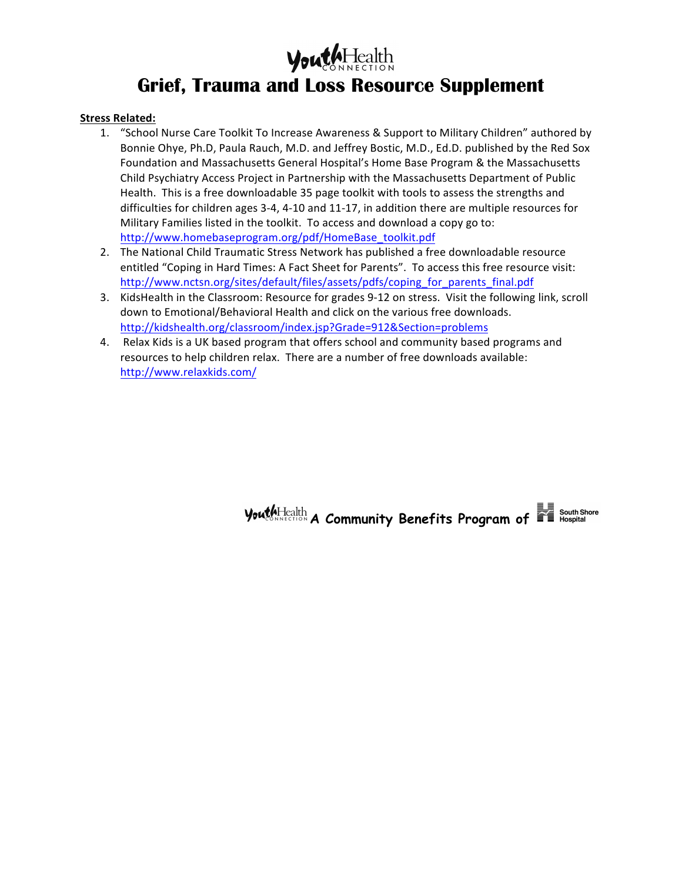# Youth Health Connection

# Grief, Trauma and Loss Resource Supplement

**Stress Related:**

1. "School Nurse Care Toolkit To Increase Awareness & Support to Military Children" authored by Bonnie Ohye, Ph.D, Paula Rauch, M.D. and Jeffrey Bostic, M.D., Ed.D. published by the Red Sox Foundation and Massachusetts General Hospital's Home Base Program & the Massachusetts Child Psychiatry Access Project in Partnership with the Massachusetts Department of Public Health. This is a free downloadable 35 page toolkit with tools to assess the strengths and difficulties for children ages 3-4, 4-10 and 11-17, in addition there are multiple resources for Military Families listed in the toolkit. To access and download a copy go to: http://www.homebaseprogram.org/pdf/HomeBase_toolkit.pdf
2. The National Child Traumatic Stress Network has published a free downloadable resource entitled "Coping in Hard Times: A Fact Sheet for Parents". To access this free resource visit: http://www.nctsn.org/sites/default/files/assets/pdfs/coping_for_parents_final.pdf
3. KidsHealth in the Classroom: Resource for grades 9-12 on stress. Visit the following link, scroll down to Emotional/Behavioral Health and click on the various free downloads. http://kidshealth.org/classroom/index.jsp?Grade=912&Section=problems
4. Relax Kids is a UK based program that offers school and community based programs and resources to help children relax. There are a number of free downloads available: http://www.relaxkids.com/

Youth Health Connection **A Community Benefits Program of** South Shore Hospital